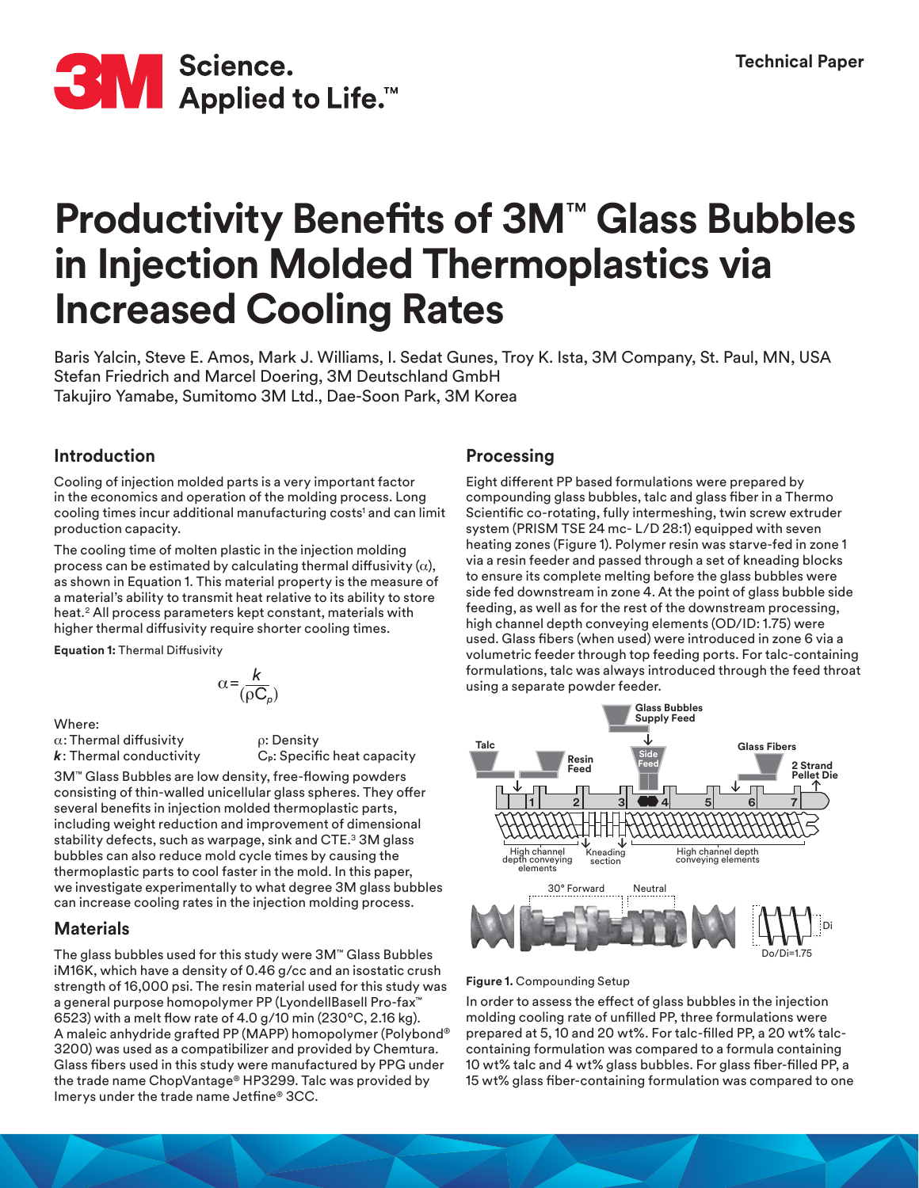# Productivity Benefits of 3M™ Glass Bubbles in Injection Molded Thermoplastics via Increased Cooling Rates

Technical Paper

Baris Yalcin, Steve E. Amos, Mark J. Williams, I. Sedat Gunes, Troy K. Ista, 3M Company, St. Paul, MN, USA
Stefan Friedrich and Marcel Doering, 3M Deutschland GmbH
Takujiro Yamabe, Sumitomo 3M Ltd., Dae-Soon Park, 3M Korea

## Introduction

Cooling of injection molded parts is a very important factor in the economics and operation of the molding process. Long cooling times incur additional manufacturing costs[1] and can limit production capacity.

The cooling time of molten plastic in the injection molding process can be estimated by calculating thermal diffusivity ($\alpha$), as shown in Equation 1. This material property is the measure of a material's ability to transmit heat relative to its ability to store heat.[2] All process parameters kept constant, materials with higher thermal diffusivity require shorter cooling times.

**Equation 1:** Thermal Diffusivity

$$\alpha = \frac{k}{(\rho C_p)}$$

Where:

- $\alpha$: Thermal diffusivity
- $k$: Thermal conductivity
- $\rho$: Density
- $C_p$: Specific heat capacity

3M™ Glass Bubbles are low density, free-flowing powders consisting of thin-walled unicellular glass spheres. They offer several benefits in injection molded thermoplastic parts, including weight reduction and improvement of dimensional stability defects, such as warpage, sink and CTE.[3] 3M glass bubbles can also reduce mold cycle times by causing the thermoplastic parts to cool faster in the mold. In this paper, we investigate experimentally to what degree 3M glass bubbles can increase cooling rates in the injection molding process.

## Materials

The glass bubbles used for this study were 3M™ Glass Bubbles iM16K, which have a density of 0.46 g/cc and an isostatic crush strength of 16,000 psi. The resin material used for this study was a general purpose homopolymer PP (LyondellBasell Pro-fax™ 6523) with a melt flow rate of 4.0 g/10 min (230°C, 2.16 kg). A maleic anhydride grafted PP (MAPP) homopolymer (Polybond® 3200) was used as a compatibilizer and provided by Chemtura. Glass fibers used in this study were manufactured by PPG under the trade name ChopVantage® HP3299. Talc was provided by Imerys under the trade name Jetfine® 3CC.

## Processing

Eight different PP based formulations were prepared by compounding glass bubbles, talc and glass fiber in a Thermo Scientific co-rotating, fully intermeshing, twin screw extruder system (PRISM TSE 24 mc- L/D 28:1) equipped with seven heating zones (Figure 1). Polymer resin was starve-fed in zone 1 via a resin feeder and passed through a set of kneading blocks to ensure its complete melting before the glass bubbles were side fed downstream in zone 4. At the point of glass bubble side feeding, as well as for the rest of the downstream processing, high channel depth conveying elements (OD/ID: 1.75) were used. Glass fibers (when used) were introduced in zone 6 via a volumetric feeder through top feeding ports. For talc-containing formulations, talc was always introduced through the feed throat using a separate powder feeder.

Figure 1. Compounding Setup

In order to assess the effect of glass bubbles in the injection molding cooling rate of unfilled PP, three formulations were prepared at 5, 10 and 20 wt%. For talc-filled PP, a 20 wt% talc-containing formulation was compared to a formula containing 10 wt% talc and 4 wt% glass bubbles. For glass fiber-filled PP, a 15 wt% glass fiber-containing formulation was compared to one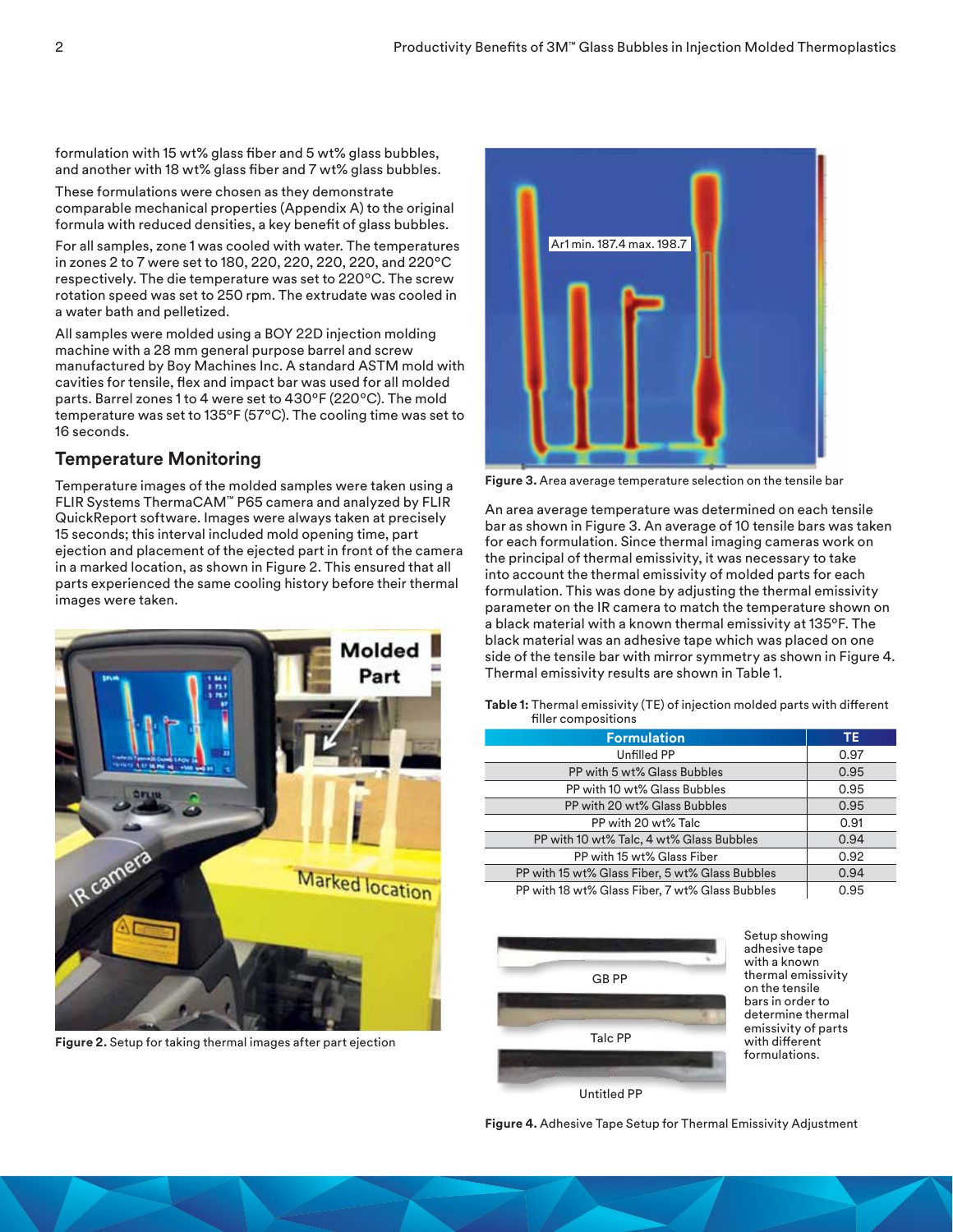formulation with 15 wt% glass fiber and 5 wt% glass bubbles, and another with 18 wt% glass fiber and 7 wt% glass bubbles.

These formulations were chosen as they demonstrate comparable mechanical properties (Appendix A) to the original formula with reduced densities, a key benefit of glass bubbles.

For all samples, zone 1 was cooled with water. The temperatures in zones 2 to 7 were set to 180, 220, 220, 220, 220, and 220°C respectively. The die temperature was set to 220°C. The screw rotation speed was set to 250 rpm. The extrudate was cooled in a water bath and pelletized.

All samples were molded using a BOY 22D injection molding machine with a 28 mm general purpose barrel and screw manufactured by Boy Machines Inc. A standard ASTM mold with cavities for tensile, flex and impact bar was used for all molded parts. Barrel zones 1 to 4 were set to 430°F (220°C). The mold temperature was set to 135°F (57°C). The cooling time was set to 16 seconds.

## Temperature Monitoring

Temperature images of the molded samples were taken using a FLIR Systems ThermaCAM™ P65 camera and analyzed by FLIR QuickReport software. Images were always taken at precisely 15 seconds; this interval included mold opening time, part ejection and placement of the ejected part in front of the camera in a marked location, as shown in Figure 2. This ensured that all parts experienced the same cooling history before their thermal images were taken.

**Figure 2.** Setup for taking thermal images after part ejection

**Figure 3.** Area average temperature selection on the tensile bar

An area average temperature was determined on each tensile bar as shown in Figure 3. An average of 10 tensile bars was taken for each formulation. Since thermal imaging cameras work on the principal of thermal emissivity, it was necessary to take into account the thermal emissivity of molded parts for each formulation. This was done by adjusting the thermal emissivity parameter on the IR camera to match the temperature shown on a black material with a known thermal emissivity at 135°F. The black material was an adhesive tape which was placed on one side of the tensile bar with mirror symmetry as shown in Figure 4. Thermal emissivity results are shown in Table 1.

**Table 1:** Thermal emissivity (TE) of injection molded parts with different filler compositions

| Formulation | TE |
|---|---|
| Unfilled PP | 0.97 |
| PP with 5 wt% Glass Bubbles | 0.95 |
| PP with 10 wt% Glass Bubbles | 0.95 |
| PP with 20 wt% Glass Bubbles | 0.95 |
| PP with 20 wt% Talc | 0.91 |
| PP with 10 wt% Talc, 4 wt% Glass Bubbles | 0.94 |
| PP with 15 wt% Glass Fiber | 0.92 |
| PP with 15 wt% Glass Fiber, 5 wt% Glass Bubbles | 0.94 |
| PP with 18 wt% Glass Fiber, 7 wt% Glass Bubbles | 0.95 |

Setup showing adhesive tape with a known thermal emissivity on the tensile bars in order to determine thermal emissivity of parts with different formulations.

**Figure 4.** Adhesive Tape Setup for Thermal Emissivity Adjustment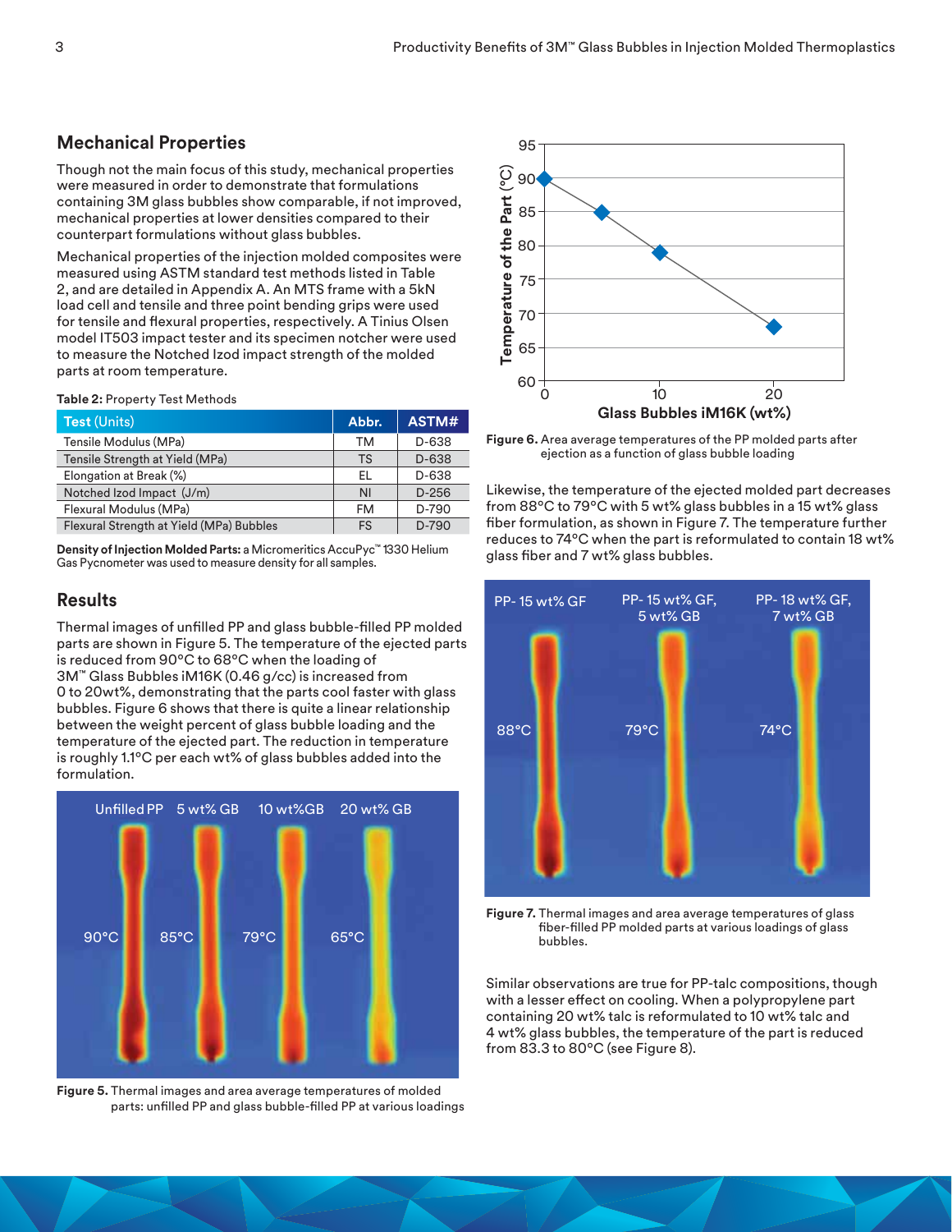## Mechanical Properties

Though not the main focus of this study, mechanical properties were measured in order to demonstrate that formulations containing 3M glass bubbles show comparable, if not improved, mechanical properties at lower densities compared to their counterpart formulations without glass bubbles.

Mechanical properties of the injection molded composites were measured using ASTM standard test methods listed in Table 2, and are detailed in Appendix A. An MTS frame with a 5kN load cell and tensile and three point bending grips were used for tensile and flexural properties, respectively. A Tinius Olsen model IT503 impact tester and its specimen notcher were used to measure the Notched Izod impact strength of the molded parts at room temperature.

**Table 2:** Property Test Methods

| Test (Units) | Abbr. | ASTM# |
|---|---|---|
| Tensile Modulus (MPa) | TM | D-638 |
| Tensile Strength at Yield (MPa) | TS | D-638 |
| Elongation at Break (%) | EL | D-638 |
| Notched Izod Impact (J/m) | NI | D-256 |
| Flexural Modulus (MPa) | FM | D-790 |
| Flexural Strength at Yield (MPa) Bubbles | FS | D-790 |

**Density of Injection Molded Parts:** a Micromeritics AccuPyc™ 1330 Helium Gas Pycnometer was used to measure density for all samples.

## Results

Thermal images of unfilled PP and glass bubble-filled PP molded parts are shown in Figure 5. The temperature of the ejected parts is reduced from 90°C to 68°C when the loading of 3M™ Glass Bubbles iM16K (0.46 g/cc) is increased from 0 to 20wt%, demonstrating that the parts cool faster with glass bubbles. Figure 6 shows that there is quite a linear relationship between the weight percent of glass bubble loading and the temperature of the ejected part. The reduction in temperature is roughly 1.1°C per each wt% of glass bubbles added into the formulation.

**Figure 5.** Thermal images and area average temperatures of molded parts: unfilled PP and glass bubble-filled PP at various loadings

**Figure 6.** Area average temperatures of the PP molded parts after ejection as a function of glass bubble loading

Likewise, the temperature of the ejected molded part decreases from 88°C to 79°C with 5 wt% glass bubbles in a 15 wt% glass fiber formulation, as shown in Figure 7. The temperature further reduces to 74°C when the part is reformulated to contain 18 wt% glass fiber and 7 wt% glass bubbles.

**Figure 7.** Thermal images and area average temperatures of glass fiber-filled PP molded parts at various loadings of glass bubbles.

Similar observations are true for PP-talc compositions, though with a lesser effect on cooling. When a polypropylene part containing 20 wt% talc is reformulated to 10 wt% talc and 4 wt% glass bubbles, the temperature of the part is reduced from 83.3 to 80°C (see Figure 8).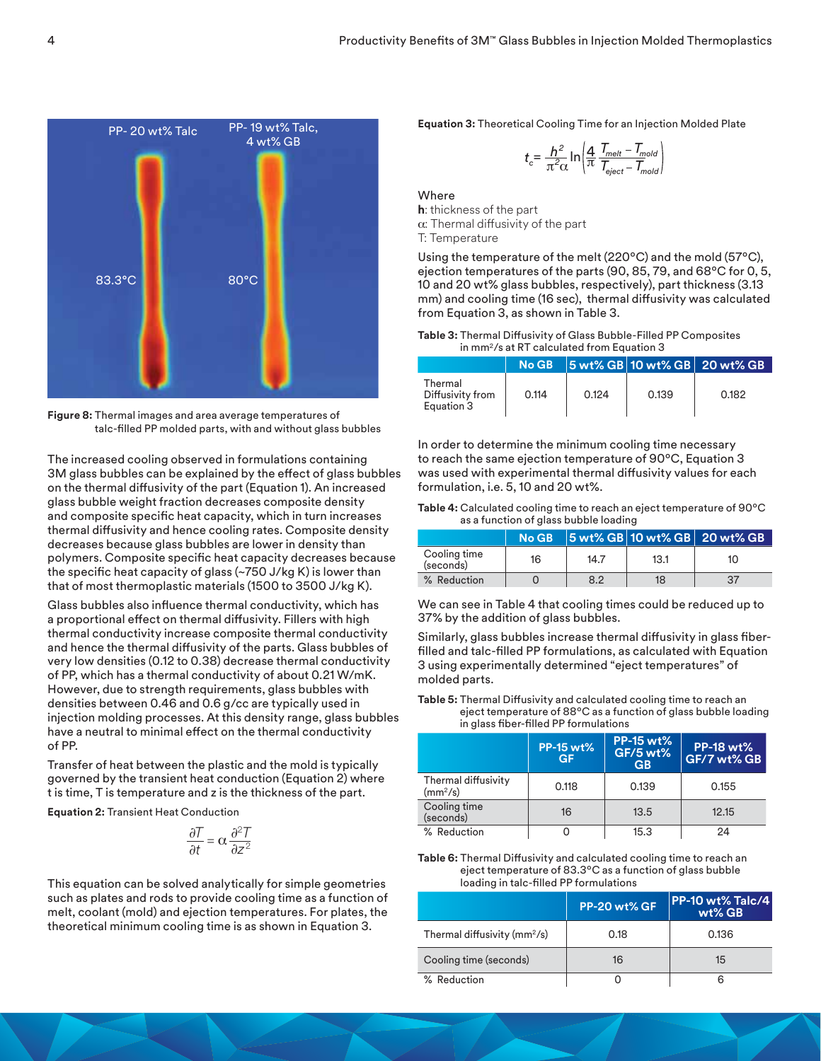Figure 8: Thermal images and area average temperatures of talc-filled PP molded parts, with and without glass bubbles

The increased cooling observed in formulations containing 3M glass bubbles can be explained by the effect of glass bubbles on the thermal diffusivity of the part (Equation 1). An increased glass bubble weight fraction decreases composite density and composite specific heat capacity, which in turn increases thermal diffusivity and hence cooling rates. Composite density decreases because glass bubbles are lower in density than polymers. Composite specific heat capacity decreases because the specific heat capacity of glass (~750 J/kg K) is lower than that of most thermoplastic materials (1500 to 3500 J/kg K).

Glass bubbles also influence thermal conductivity, which has a proportional effect on thermal diffusivity. Fillers with high thermal conductivity increase composite thermal conductivity and hence the thermal diffusivity of the parts. Glass bubbles of very low densities (0.12 to 0.38) decrease thermal conductivity of PP, which has a thermal conductivity of about 0.21 W/mK. However, due to strength requirements, glass bubbles with densities between 0.46 and 0.6 g/cc are typically used in injection molding processes. At this density range, glass bubbles have a neutral to minimal effect on the thermal conductivity of PP.

Transfer of heat between the plastic and the mold is typically governed by the transient heat conduction (Equation 2) where t is time, T is temperature and z is the thickness of the part.

**Equation 2:** Transient Heat Conduction

$$\frac{\partial T}{\partial t} = \alpha \frac{\partial^2 T}{\partial z^2}$$

This equation can be solved analytically for simple geometries such as plates and rods to provide cooling time as a function of melt, coolant (mold) and ejection temperatures. For plates, the theoretical minimum cooling time is as shown in Equation 3.

**Equation 3:** Theoretical Cooling Time for an Injection Molded Plate

$$t_c = \frac{h^2}{\pi^2 \alpha} \ln\left(\frac{4}{\pi} \frac{T_{melt} - T_{mold}}{T_{eject} - T_{mold}}\right)$$

Where

**h**: thickness of the part

$\alpha$: Thermal diffusivity of the part

T: Temperature

Using the temperature of the melt (220°C) and the mold (57°C), ejection temperatures of the parts (90, 85, 79, and 68°C for 0, 5, 10 and 20 wt% glass bubbles, respectively), part thickness (3.13 mm) and cooling time (16 sec), thermal diffusivity was calculated from Equation 3, as shown in Table 3.

**Table 3:** Thermal Diffusivity of Glass Bubble-Filled PP Composites in $mm^2/s$ at RT calculated from Equation 3

| | No GB | 5 wt% GB | 10 wt% GB | 20 wt% GB |
|---|---|---|---|---|
| Thermal Diffusivity from Equation 3 | 0.114 | 0.124 | 0.139 | 0.182 |

In order to determine the minimum cooling time necessary to reach the same ejection temperature of 90°C, Equation 3 was used with experimental thermal diffusivity values for each formulation, i.e. 5, 10 and 20 wt%.

**Table 4:** Calculated cooling time to reach an eject temperature of 90°C as a function of glass bubble loading

| | No GB | 5 wt% GB | 10 wt% GB | 20 wt% GB |
|---|---|---|---|---|
| Cooling time (seconds) | 16 | 14.7 | 13.1 | 10 |
| % Reduction | 0 | 8.2 | 18 | 37 |

We can see in Table 4 that cooling times could be reduced up to 37% by the addition of glass bubbles.

Similarly, glass bubbles increase thermal diffusivity in glass fiber-filled and talc-filled PP formulations, as calculated with Equation 3 using experimentally determined "eject temperatures" of molded parts.

**Table 5:** Thermal Diffusivity and calculated cooling time to reach an eject temperature of 88°C as a function of glass bubble loading in glass fiber-filled PP formulations

| | PP-15 wt% GF | PP-15 wt% GF/5 wt% GB | PP-18 wt% GF/7 wt% GB |
|---|---|---|---|
| Thermal diffusivity ($mm^2/s$) | 0.118 | 0.139 | 0.155 |
| Cooling time (seconds) | 16 | 13.5 | 12.15 |
| % Reduction | 0 | 15.3 | 24 |

**Table 6:** Thermal Diffusivity and calculated cooling time to reach an eject temperature of 83.3°C as a function of glass bubble loading in talc-filled PP formulations

| | PP-20 wt% GF | PP-10 wt% Talc/4 wt% GB |
|---|---|---|
| Thermal diffusivity ($mm^2/s$) | 0.18 | 0.136 |
| Cooling time (seconds) | 16 | 15 |
| % Reduction | 0 | 6 |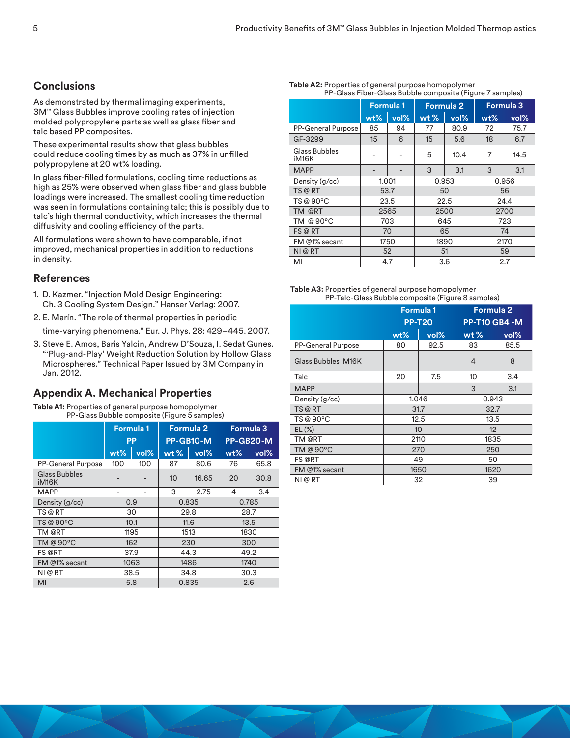## Conclusions

As demonstrated by thermal imaging experiments, 3M™ Glass Bubbles improve cooling rates of injection molded polypropylene parts as well as glass fiber and talc based PP composites.

These experimental results show that glass bubbles could reduce cooling times by as much as 37% in unfilled polypropylene at 20 wt% loading.

In glass fiber-filled formulations, cooling time reductions as high as 25% were observed when glass fiber and glass bubble loadings were increased. The smallest cooling time reduction was seen in formulations containing talc; this is possibly due to talc's high thermal conductivity, which increases the thermal diffusivity and cooling efficiency of the parts.

All formulations were shown to have comparable, if not improved, mechanical properties in addition to reductions in density.

## References

1. D. Kazmer. "Injection Mold Design Engineering: Ch. 3 Cooling System Design." Hanser Verlag: 2007.
2. E. Marín. "The role of thermal properties in periodic time-varying phenomena." Eur. J. Phys. 28: 429–445. 2007.
3. Steve E. Amos, Baris Yalcin, Andrew D'Souza, I. Sedat Gunes. "'Plug-and-Play' Weight Reduction Solution by Hollow Glass Microspheres." Technical Paper Issued by 3M Company in Jan. 2012.

## Appendix A. Mechanical Properties

**Table A1:** Properties of general purpose homopolymer PP-Glass Bubble composite (Figure 5 samples)

| | Formula 1 PP | | Formula 2 PP-GB10-M | | Formula 3 PP-GB20-M | |
|---|---|---|---|---|---|---|
| | wt% | vol% | wt % | vol% | wt% | vol% |
| PP-General Purpose | 100 | 100 | 87 | 80.6 | 76 | 65.8 |
| Glass Bubbles iM16K | - | - | 10 | 16.65 | 20 | 30.8 |
| MAPP | - | - | 3 | 2.75 | 4 | 3.4 |
| Density (g/cc) | 0.9 | | 0.835 | | 0.785 | |
| TS @ RT | 30 | | 29.8 | | 28.7 | |
| TS @ 90°C | 10.1 | | 11.6 | | 13.5 | |
| TM @RT | 1195 | | 1513 | | 1830 | |
| TM @ 90°C | 162 | | 230 | | 300 | |
| FS @RT | 37.9 | | 44.3 | | 49.2 | |
| FM @1% secant | 1063 | | 1486 | | 1740 | |
| NI @ RT | 38.5 | | 34.8 | | 30.3 | |
| MI | 5.8 | | 0.835 | | 2.6 | |

**Table A2:** Properties of general purpose homopolymer PP-Glass Fiber-Glass Bubble composite (Figure 7 samples)

| | Formula 1 | | Formula 2 | | Formula 3 | |
|---|---|---|---|---|---|---|
| | wt% | vol% | wt % | vol% | wt% | vol% |
| PP-General Purpose | 85 | 94 | 77 | 80.9 | 72 | 75.7 |
| GF-3299 | 15 | 6 | 15 | 5.6 | 18 | 6.7 |
| Glass Bubbles iM16K | - | - | 5 | 10.4 | 7 | 14.5 |
| MAPP | - | - | 3 | 3.1 | 3 | 3.1 |
| Density (g/cc) | 1.001 | | 0.953 | | 0.956 | |
| TS @ RT | 53.7 | | 50 | | 56 | |
| TS @ 90°C | 23.5 | | 22.5 | | 24.4 | |
| TM @RT | 2565 | | 2500 | | 2700 | |
| TM @ 90°C | 703 | | 645 | | 723 | |
| FS @ RT | 70 | | 65 | | 74 | |
| FM @1% secant | 1750 | | 1890 | | 2170 | |
| NI @ RT | 52 | | 51 | | 59 | |
| MI | 4.7 | | 3.6 | | 2.7 | |

**Table A3:** Properties of general purpose homopolymer PP-Talc-Glass Bubble composite (Figure 8 samples)

| | Formula 1 PP-T20 | | Formula 2 PP-T10 GB4 -M | |
|---|---|---|---|---|
| | wt% | vol% | wt % | vol% |
| PP-General Purpose | 80 | 92.5 | 83 | 85.5 |
| Glass Bubbles iM16K | | | 4 | 8 |
| Talc | 20 | 7.5 | 10 | 3.4 |
| MAPP | | | 3 | 3.1 |
| Density (g/cc) | 1.046 | | 0.943 | |
| TS @ RT | 31.7 | | 32.7 | |
| TS @ 90°C | 12.5 | | 13.5 | |
| EL (%) | 10 | | 12 | |
| TM @RT | 2110 | | 1835 | |
| TM @ 90°C | 270 | | 250 | |
| FS @RT | 49 | | 50 | |
| FM @1% secant | 1650 | | 1620 | |
| NI @ RT | 32 | | 39 | |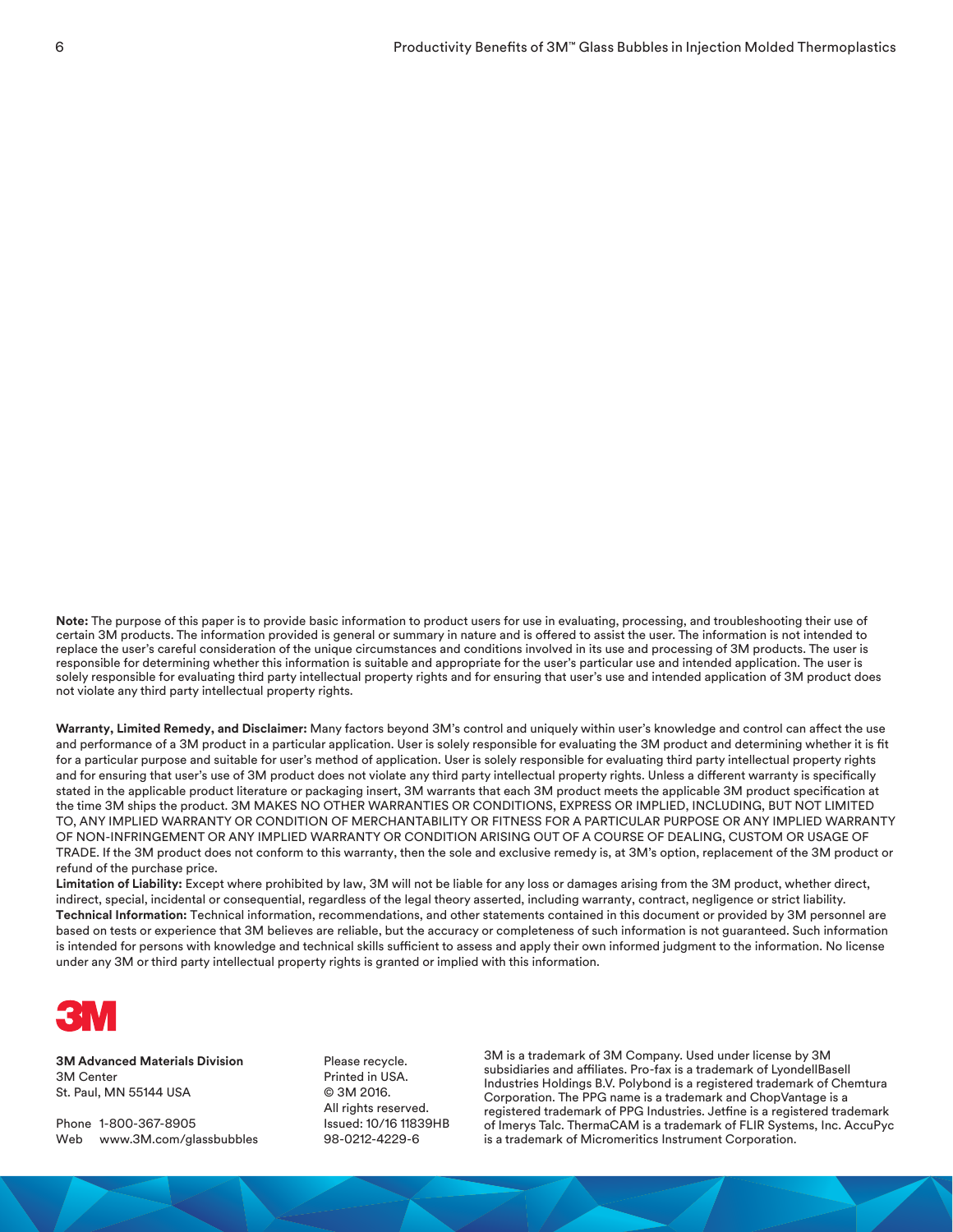**Note:** The purpose of this paper is to provide basic information to product users for use in evaluating, processing, and troubleshooting their use of certain 3M products. The information provided is general or summary in nature and is offered to assist the user. The information is not intended to replace the user's careful consideration of the unique circumstances and conditions involved in its use and processing of 3M products. The user is responsible for determining whether this information is suitable and appropriate for the user's particular use and intended application. The user is solely responsible for evaluating third party intellectual property rights and for ensuring that user's use and intended application of 3M product does not violate any third party intellectual property rights.

**Warranty, Limited Remedy, and Disclaimer:** Many factors beyond 3M's control and uniquely within user's knowledge and control can affect the use and performance of a 3M product in a particular application. User is solely responsible for evaluating the 3M product and determining whether it is fit for a particular purpose and suitable for user's method of application. User is solely responsible for evaluating third party intellectual property rights and for ensuring that user's use of 3M product does not violate any third party intellectual property rights. Unless a different warranty is specifically stated in the applicable product literature or packaging insert, 3M warrants that each 3M product meets the applicable 3M product specification at the time 3M ships the product. 3M MAKES NO OTHER WARRANTIES OR CONDITIONS, EXPRESS OR IMPLIED, INCLUDING, BUT NOT LIMITED TO, ANY IMPLIED WARRANTY OR CONDITION OF MERCHANTABILITY OR FITNESS FOR A PARTICULAR PURPOSE OR ANY IMPLIED WARRANTY OF NON-INFRINGEMENT OR ANY IMPLIED WARRANTY OR CONDITION ARISING OUT OF A COURSE OF DEALING, CUSTOM OR USAGE OF TRADE. If the 3M product does not conform to this warranty, then the sole and exclusive remedy is, at 3M's option, replacement of the 3M product or refund of the purchase price.

**Limitation of Liability:** Except where prohibited by law, 3M will not be liable for any loss or damages arising from the 3M product, whether direct, indirect, special, incidental or consequential, regardless of the legal theory asserted, including warranty, contract, negligence or strict liability.

**Technical Information:** Technical information, recommendations, and other statements contained in this document or provided by 3M personnel are based on tests or experience that 3M believes are reliable, but the accuracy or completeness of such information is not guaranteed. Such information is intended for persons with knowledge and technical skills sufficient to assess and apply their own informed judgment to the information. No license under any 3M or third party intellectual property rights is granted or implied with this information.

3M

**3M Advanced Materials Division**
3M Center
St. Paul, MN 55144 USA

Phone 1-800-367-8905
Web www.3M.com/glassbubbles

Please recycle.
Printed in USA.
© 3M 2016.
All rights reserved.
Issued: 10/16 11839HB
98-0212-4229-6

3M is a trademark of 3M Company. Used under license by 3M subsidiaries and affiliates. Pro-fax is a trademark of LyondellBasell Industries Holdings B.V. Polybond is a registered trademark of Chemtura Corporation. The PPG name is a trademark and ChopVantage is a registered trademark of PPG Industries. Jetfine is a registered trademark of Imerys Talc. ThermaCAM is a trademark of FLIR Systems, Inc. AccuPyc is a trademark of Micromeritics Instrument Corporation.